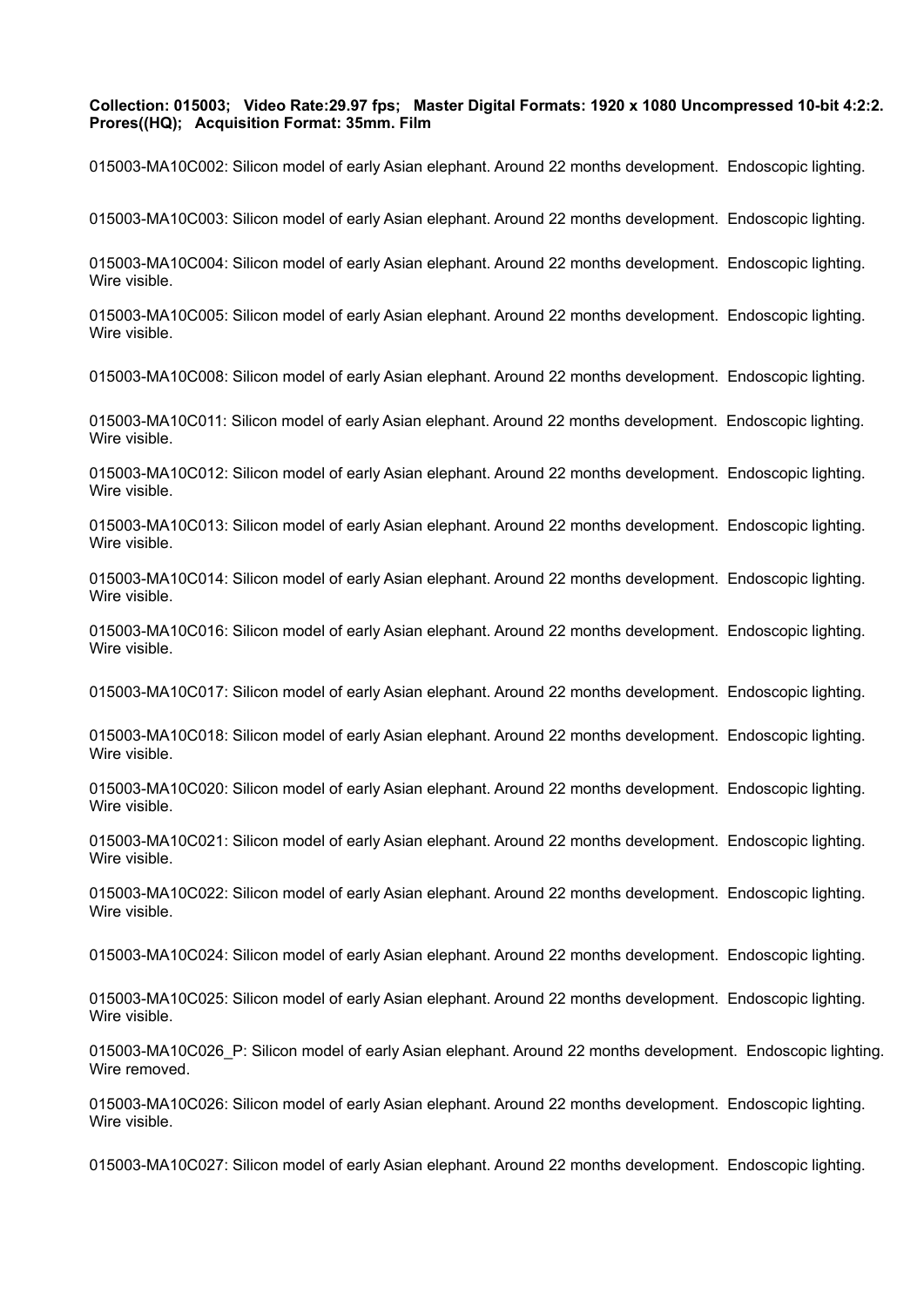**Collection: 015003; Video Rate:29.97 fps; Master Digital Formats: 1920 x 1080 Uncompressed 10-bit 4:2:2. Prores((HQ); Acquisition Format: 35mm. Film**

015003-MA10C002: Silicon model of early Asian elephant. Around 22 months development. Endoscopic lighting.

015003-MA10C003: Silicon model of early Asian elephant. Around 22 months development. Endoscopic lighting.

015003-MA10C004: Silicon model of early Asian elephant. Around 22 months development. Endoscopic lighting. Wire visible.

015003-MA10C005: Silicon model of early Asian elephant. Around 22 months development. Endoscopic lighting. Wire visible.

015003-MA10C008: Silicon model of early Asian elephant. Around 22 months development. Endoscopic lighting.

015003-MA10C011: Silicon model of early Asian elephant. Around 22 months development. Endoscopic lighting. Wire visible.

015003-MA10C012: Silicon model of early Asian elephant. Around 22 months development. Endoscopic lighting. Wire visible.

015003-MA10C013: Silicon model of early Asian elephant. Around 22 months development. Endoscopic lighting. Wire visible.

015003-MA10C014: Silicon model of early Asian elephant. Around 22 months development. Endoscopic lighting. Wire visible.

015003-MA10C016: Silicon model of early Asian elephant. Around 22 months development. Endoscopic lighting. Wire visible.

015003-MA10C017: Silicon model of early Asian elephant. Around 22 months development. Endoscopic lighting.

015003-MA10C018: Silicon model of early Asian elephant. Around 22 months development. Endoscopic lighting. Wire visible.

015003-MA10C020: Silicon model of early Asian elephant. Around 22 months development. Endoscopic lighting. Wire visible.

015003-MA10C021: Silicon model of early Asian elephant. Around 22 months development. Endoscopic lighting. Wire visible.

015003-MA10C022: Silicon model of early Asian elephant. Around 22 months development. Endoscopic lighting. Wire visible.

015003-MA10C024: Silicon model of early Asian elephant. Around 22 months development. Endoscopic lighting.

015003-MA10C025: Silicon model of early Asian elephant. Around 22 months development. Endoscopic lighting. Wire visible.

015003-MA10C026_P: Silicon model of early Asian elephant. Around 22 months development. Endoscopic lighting. Wire removed.

015003-MA10C026: Silicon model of early Asian elephant. Around 22 months development. Endoscopic lighting. Wire visible.

015003-MA10C027: Silicon model of early Asian elephant. Around 22 months development. Endoscopic lighting.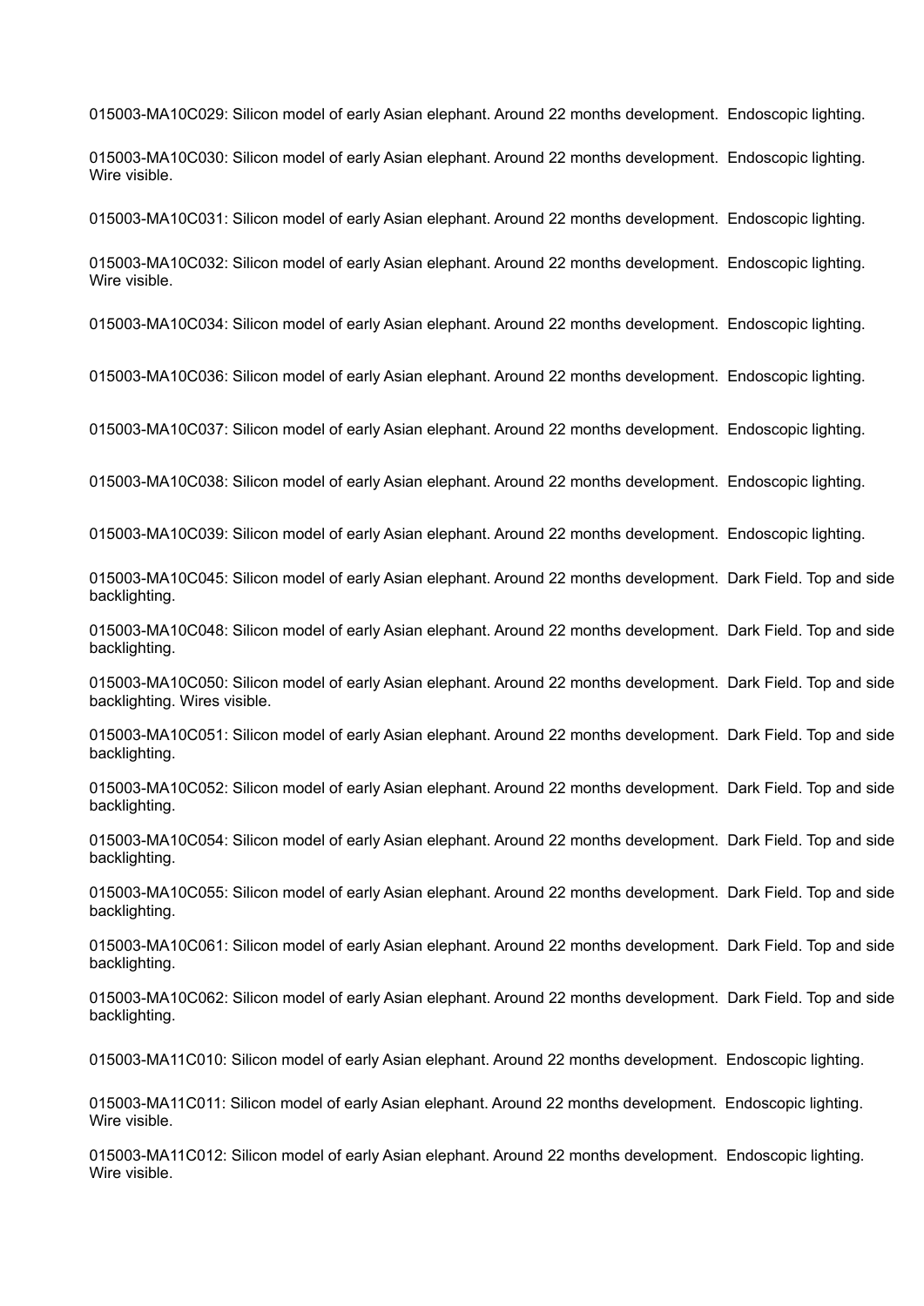015003-MA10C029: Silicon model of early Asian elephant. Around 22 months development.  Endoscopic lighting.

015003-MA10C030: Silicon model of early Asian elephant. Around 22 months development.  Endoscopic lighting. Wire visible.

015003-MA10C031: Silicon model of early Asian elephant. Around 22 months development.  Endoscopic lighting.

015003-MA10C032: Silicon model of early Asian elephant. Around 22 months development.  Endoscopic lighting. Wire visible.

015003-MA10C034: Silicon model of early Asian elephant. Around 22 months development.  Endoscopic lighting.

015003-MA10C036: Silicon model of early Asian elephant. Around 22 months development.  Endoscopic lighting.

015003-MA10C037: Silicon model of early Asian elephant. Around 22 months development.  Endoscopic lighting.

015003-MA10C038: Silicon model of early Asian elephant. Around 22 months development.  Endoscopic lighting.

015003-MA10C039: Silicon model of early Asian elephant. Around 22 months development.  Endoscopic lighting.

015003-MA10C045: Silicon model of early Asian elephant. Around 22 months development.  Dark Field. Top and side backlighting.

015003-MA10C048: Silicon model of early Asian elephant. Around 22 months development.  Dark Field. Top and side backlighting.

015003-MA10C050: Silicon model of early Asian elephant. Around 22 months development.  Dark Field. Top and side backlighting. Wires visible.

015003-MA10C051: Silicon model of early Asian elephant. Around 22 months development.  Dark Field. Top and side backlighting.

015003-MA10C052: Silicon model of early Asian elephant. Around 22 months development.  Dark Field. Top and side backlighting.

015003-MA10C054: Silicon model of early Asian elephant. Around 22 months development.  Dark Field. Top and side backlighting.

015003-MA10C055: Silicon model of early Asian elephant. Around 22 months development.  Dark Field. Top and side backlighting.

015003-MA10C061: Silicon model of early Asian elephant. Around 22 months development.  Dark Field. Top and side backlighting.

015003-MA10C062: Silicon model of early Asian elephant. Around 22 months development.  Dark Field. Top and side backlighting.

015003-MA11C010: Silicon model of early Asian elephant. Around 22 months development.  Endoscopic lighting.

015003-MA11C011: Silicon model of early Asian elephant. Around 22 months development.  Endoscopic lighting. Wire visible.

015003-MA11C012: Silicon model of early Asian elephant. Around 22 months development.  Endoscopic lighting. Wire visible.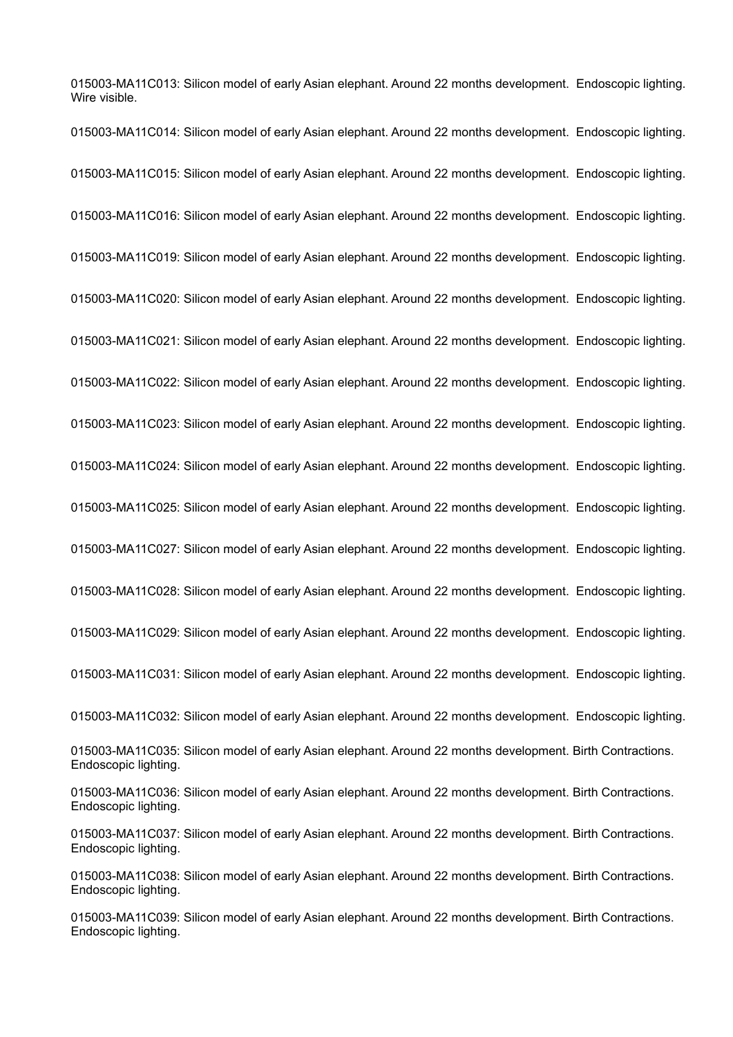015003-MA11C013: Silicon model of early Asian elephant. Around 22 months development. Endoscopic lighting. Wire visible.

015003-MA11C014: Silicon model of early Asian elephant. Around 22 months development. Endoscopic lighting.

015003-MA11C015: Silicon model of early Asian elephant. Around 22 months development. Endoscopic lighting.

015003-MA11C016: Silicon model of early Asian elephant. Around 22 months development. Endoscopic lighting.

015003-MA11C019: Silicon model of early Asian elephant. Around 22 months development. Endoscopic lighting.

015003-MA11C020: Silicon model of early Asian elephant. Around 22 months development. Endoscopic lighting.

015003-MA11C021: Silicon model of early Asian elephant. Around 22 months development. Endoscopic lighting.

015003-MA11C022: Silicon model of early Asian elephant. Around 22 months development. Endoscopic lighting.

015003-MA11C023: Silicon model of early Asian elephant. Around 22 months development. Endoscopic lighting.

015003-MA11C024: Silicon model of early Asian elephant. Around 22 months development. Endoscopic lighting.

015003-MA11C025: Silicon model of early Asian elephant. Around 22 months development. Endoscopic lighting.

015003-MA11C027: Silicon model of early Asian elephant. Around 22 months development. Endoscopic lighting.

015003-MA11C028: Silicon model of early Asian elephant. Around 22 months development. Endoscopic lighting.

015003-MA11C029: Silicon model of early Asian elephant. Around 22 months development. Endoscopic lighting.

015003-MA11C031: Silicon model of early Asian elephant. Around 22 months development. Endoscopic lighting.

015003-MA11C032: Silicon model of early Asian elephant. Around 22 months development. Endoscopic lighting.

015003-MA11C035: Silicon model of early Asian elephant. Around 22 months development. Birth Contractions. Endoscopic lighting.

015003-MA11C036: Silicon model of early Asian elephant. Around 22 months development. Birth Contractions. Endoscopic lighting.

015003-MA11C037: Silicon model of early Asian elephant. Around 22 months development. Birth Contractions. Endoscopic lighting.

015003-MA11C038: Silicon model of early Asian elephant. Around 22 months development. Birth Contractions. Endoscopic lighting.

015003-MA11C039: Silicon model of early Asian elephant. Around 22 months development. Birth Contractions. Endoscopic lighting.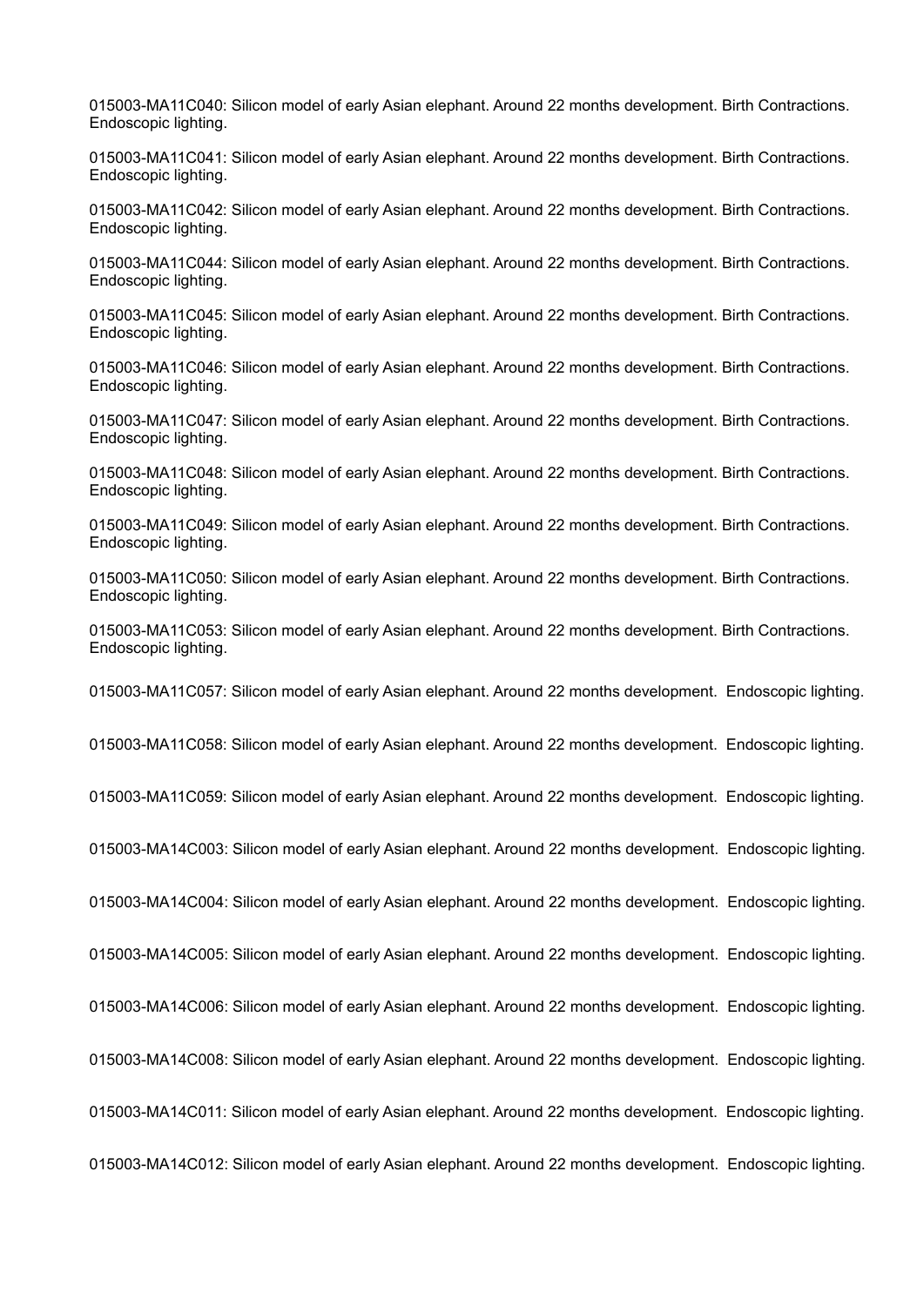015003-MA11C040: Silicon model of early Asian elephant. Around 22 months development. Birth Contractions. Endoscopic lighting.

015003-MA11C041: Silicon model of early Asian elephant. Around 22 months development. Birth Contractions. Endoscopic lighting.

015003-MA11C042: Silicon model of early Asian elephant. Around 22 months development. Birth Contractions. Endoscopic lighting.

015003-MA11C044: Silicon model of early Asian elephant. Around 22 months development. Birth Contractions. Endoscopic lighting.

015003-MA11C045: Silicon model of early Asian elephant. Around 22 months development. Birth Contractions. Endoscopic lighting.

015003-MA11C046: Silicon model of early Asian elephant. Around 22 months development. Birth Contractions. Endoscopic lighting.

015003-MA11C047: Silicon model of early Asian elephant. Around 22 months development. Birth Contractions. Endoscopic lighting.

015003-MA11C048: Silicon model of early Asian elephant. Around 22 months development. Birth Contractions. Endoscopic lighting.

015003-MA11C049: Silicon model of early Asian elephant. Around 22 months development. Birth Contractions. Endoscopic lighting.

015003-MA11C050: Silicon model of early Asian elephant. Around 22 months development. Birth Contractions. Endoscopic lighting.

015003-MA11C053: Silicon model of early Asian elephant. Around 22 months development. Birth Contractions. Endoscopic lighting.

015003-MA11C057: Silicon model of early Asian elephant. Around 22 months development. Endoscopic lighting.

015003-MA11C058: Silicon model of early Asian elephant. Around 22 months development. Endoscopic lighting.

015003-MA11C059: Silicon model of early Asian elephant. Around 22 months development. Endoscopic lighting.

015003-MA14C003: Silicon model of early Asian elephant. Around 22 months development. Endoscopic lighting.

015003-MA14C004: Silicon model of early Asian elephant. Around 22 months development. Endoscopic lighting.

015003-MA14C005: Silicon model of early Asian elephant. Around 22 months development. Endoscopic lighting.

015003-MA14C006: Silicon model of early Asian elephant. Around 22 months development. Endoscopic lighting.

015003-MA14C008: Silicon model of early Asian elephant. Around 22 months development. Endoscopic lighting.

015003-MA14C011: Silicon model of early Asian elephant. Around 22 months development. Endoscopic lighting.

015003-MA14C012: Silicon model of early Asian elephant. Around 22 months development. Endoscopic lighting.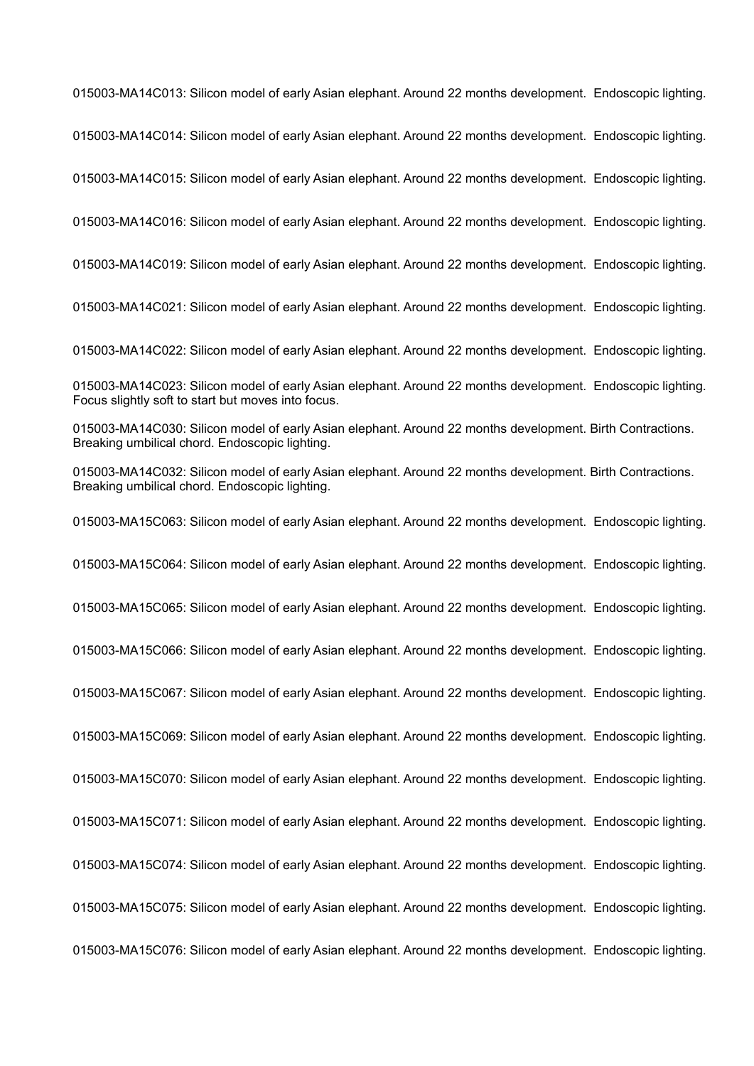015003-MA14C013: Silicon model of early Asian elephant. Around 22 months development.  Endoscopic lighting.

015003-MA14C014: Silicon model of early Asian elephant. Around 22 months development.  Endoscopic lighting.

015003-MA14C015: Silicon model of early Asian elephant. Around 22 months development.  Endoscopic lighting.

015003-MA14C016: Silicon model of early Asian elephant. Around 22 months development.  Endoscopic lighting.

015003-MA14C019: Silicon model of early Asian elephant. Around 22 months development.  Endoscopic lighting.

015003-MA14C021: Silicon model of early Asian elephant. Around 22 months development.  Endoscopic lighting.

015003-MA14C022: Silicon model of early Asian elephant. Around 22 months development.  Endoscopic lighting.

015003-MA14C023: Silicon model of early Asian elephant. Around 22 months development.  Endoscopic lighting. Focus slightly soft to start but moves into focus.

015003-MA14C030: Silicon model of early Asian elephant. Around 22 months development. Birth Contractions. Breaking umbilical chord. Endoscopic lighting.

015003-MA14C032: Silicon model of early Asian elephant. Around 22 months development. Birth Contractions. Breaking umbilical chord. Endoscopic lighting.

015003-MA15C063: Silicon model of early Asian elephant. Around 22 months development.  Endoscopic lighting.

015003-MA15C064: Silicon model of early Asian elephant. Around 22 months development.  Endoscopic lighting.

015003-MA15C065: Silicon model of early Asian elephant. Around 22 months development.  Endoscopic lighting.

015003-MA15C066: Silicon model of early Asian elephant. Around 22 months development.  Endoscopic lighting.

015003-MA15C067: Silicon model of early Asian elephant. Around 22 months development.  Endoscopic lighting.

015003-MA15C069: Silicon model of early Asian elephant. Around 22 months development.  Endoscopic lighting.

015003-MA15C070: Silicon model of early Asian elephant. Around 22 months development.  Endoscopic lighting.

015003-MA15C071: Silicon model of early Asian elephant. Around 22 months development.  Endoscopic lighting.

015003-MA15C074: Silicon model of early Asian elephant. Around 22 months development.  Endoscopic lighting.

015003-MA15C075: Silicon model of early Asian elephant. Around 22 months development.  Endoscopic lighting.

015003-MA15C076: Silicon model of early Asian elephant. Around 22 months development.  Endoscopic lighting.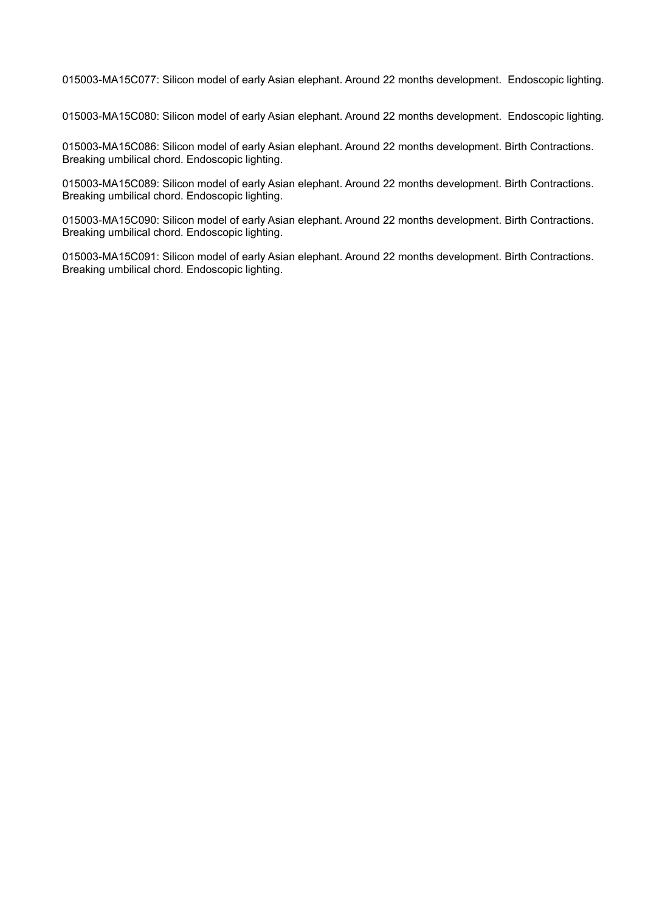015003-MA15C077: Silicon model of early Asian elephant. Around 22 months development.  Endoscopic lighting.

015003-MA15C080: Silicon model of early Asian elephant. Around 22 months development.  Endoscopic lighting.

015003-MA15C086: Silicon model of early Asian elephant. Around 22 months development. Birth Contractions. Breaking umbilical chord. Endoscopic lighting.

015003-MA15C089: Silicon model of early Asian elephant. Around 22 months development. Birth Contractions. Breaking umbilical chord. Endoscopic lighting.

015003-MA15C090: Silicon model of early Asian elephant. Around 22 months development. Birth Contractions. Breaking umbilical chord. Endoscopic lighting.

015003-MA15C091: Silicon model of early Asian elephant. Around 22 months development. Birth Contractions. Breaking umbilical chord. Endoscopic lighting.